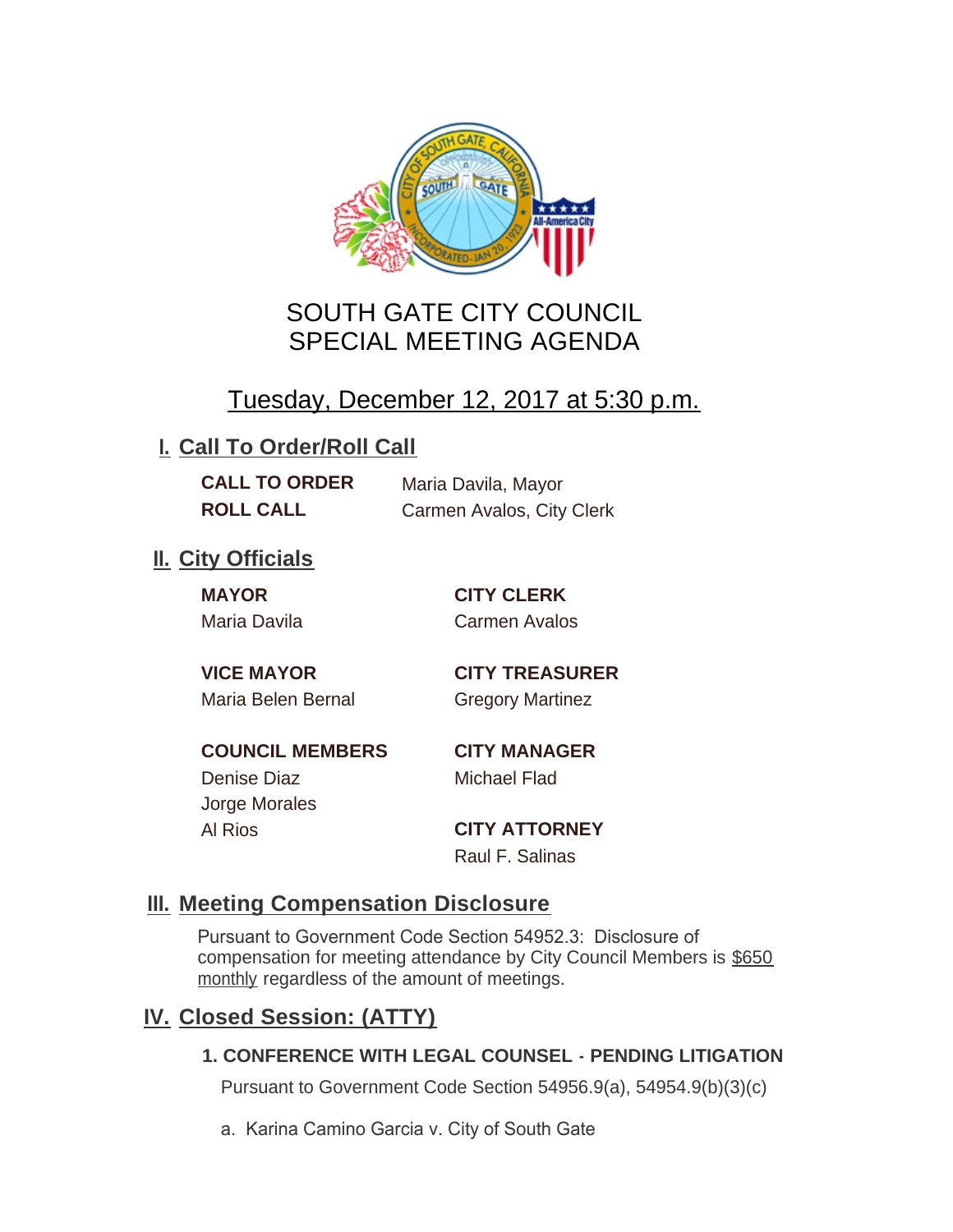# SOUTH GATE CITY COUNCIL
# SPECIAL MEETING AGENDA

## Tuesday, December 12, 2017 at 5:30 p.m.

## I. Call To Order/Roll Call

| | |
|---|---|
| **CALL TO ORDER** | Maria Davila, Mayor |
| **ROLL CALL** | Carmen Avalos, City Clerk |

## II. City Officials

**MAYOR**
Maria Davila

**VICE MAYOR**
Maria Belen Bernal

**COUNCIL MEMBERS**
Denise Diaz
Jorge Morales
Al Rios

**CITY CLERK**
Carmen Avalos

**CITY TREASURER**
Gregory Martinez

**CITY MANAGER**
Michael Flad

**CITY ATTORNEY**
Raul F. Salinas

## III. Meeting Compensation Disclosure

Pursuant to Government Code Section 54952.3: Disclosure of compensation for meeting attendance by City Council Members is $650 monthly regardless of the amount of meetings.

## IV. Closed Session: (ATTY)

### 1. CONFERENCE WITH LEGAL COUNSEL - PENDING LITIGATION

Pursuant to Government Code Section 54956.9(a), 54954.9(b)(3)(c)

a. Karina Camino Garcia v. City of South Gate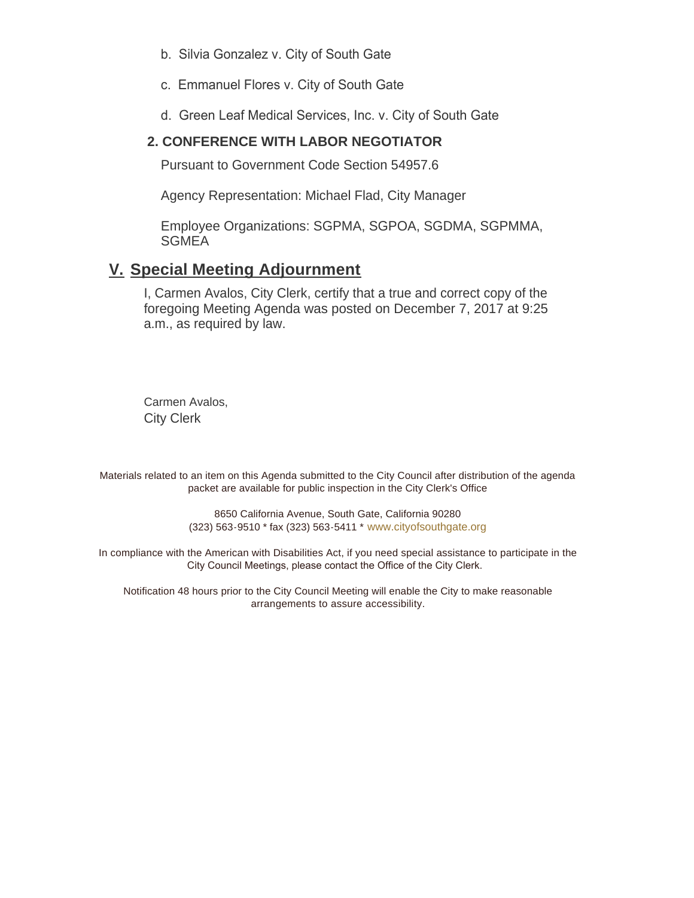b. Silvia Gonzalez v. City of South Gate

c. Emmanuel Flores v. City of South Gate

d. Green Leaf Medical Services, Inc. v. City of South Gate

**2. CONFERENCE WITH LABOR NEGOTIATOR**

Pursuant to Government Code Section 54957.6

Agency Representation: Michael Flad, City Manager

Employee Organizations: SGPMA, SGPOA, SGDMA, SGPMMA, SGMEA

## V. Special Meeting Adjournment

I, Carmen Avalos, City Clerk, certify that a true and correct copy of the foregoing Meeting Agenda was posted on December 7, 2017 at 9:25 a.m., as required by law.

Carmen Avalos,
City Clerk

Materials related to an item on this Agenda submitted to the City Council after distribution of the agenda packet are available for public inspection in the City Clerk's Office

8650 California Avenue, South Gate, California 90280
(323) 563-9510 * fax (323) 563-5411 * www.cityofsouthgate.org

In compliance with the American with Disabilities Act, if you need special assistance to participate in the City Council Meetings, please contact the Office of the City Clerk.

Notification 48 hours prior to the City Council Meeting will enable the City to make reasonable arrangements to assure accessibility.